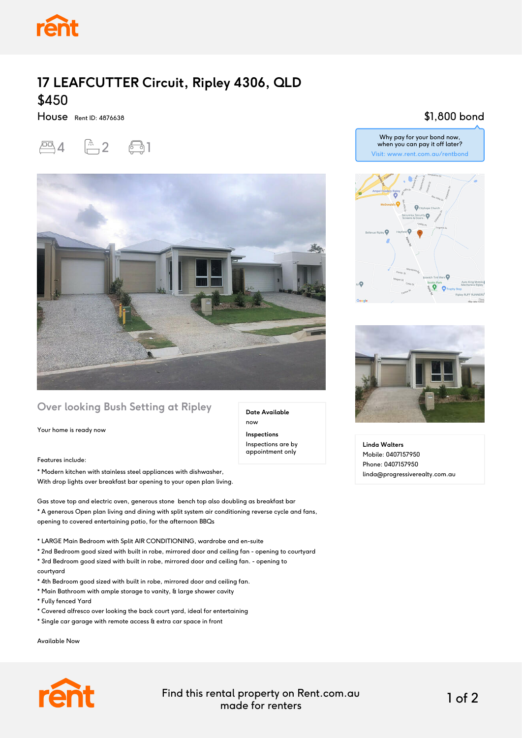# 17 LEAFCUTTER Circuit, Ripley 4306, QLD

## $450

House Rent ID: 4876638

4 bedrooms · 2 bathrooms · 1 car space

$1,800 bond

Why pay for your bond now, when you can pay it off later?
Visit: www.rent.com.au/rentbond

### Over looking Bush Setting at Ripley

Your home is ready now

Features include:

* Modern kitchen with stainless steel appliances with dishwasher,
With drop lights over breakfast bar opening to your open plan living.

Gas stove top and electric oven, generous stone bench top also doubling as breakfast bar
* A generous Open plan living and dining with split system air conditioning reverse cycle and fans, opening to covered entertaining patio, for the afternoon BBQs

* LARGE Main Bedroom with Split AIR CONDITIONING, wardrobe and en-suite
* 2nd Bedroom good sized with built in robe, mirrored door and ceiling fan - opening to courtyard
* 3rd Bedroom good sized with built in robe, mirrored door and ceiling fan. - opening to courtyard
* 4th Bedroom good sized with built in robe, mirrored door and ceiling fan.
* Main Bathroom with ample storage to vanity, & large shower cavity
* Fully fenced Yard
* Covered alfresco over looking the back court yard, ideal for entertaining
* Single car garage with remote access & extra car space in front

Available Now

**Date Available**
now

**Inspections**
Inspections are by appointment only

**Linda Walters**
Mobile: 0407157950
Phone: 0407157950
linda@progressiverealty.com.au

Find this rental property on Rent.com.au made for renters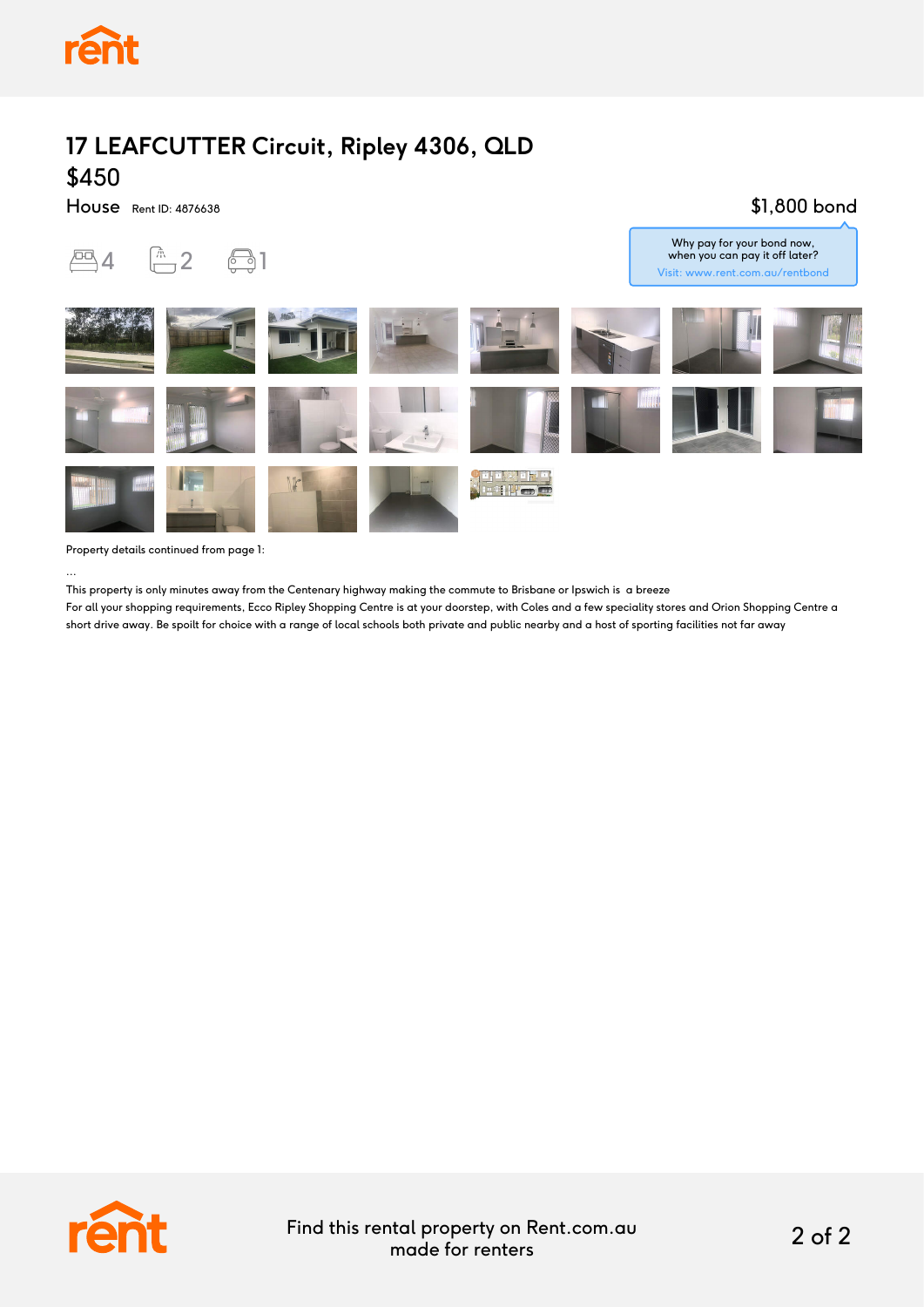# 17 LEAFCUTTER Circuit, Ripley 4306, QLD

$450

House Rent ID: 4876638

$1,800 bond

Why pay for your bond now, when you can pay it off later?
Visit: www.rent.com.au/rentbond

4 2 1

Property details continued from page 1:

...

This property is only minutes away from the Centenary highway making the commute to Brisbane or Ipswich is  a breeze

For all your shopping requirements, Ecco Ripley Shopping Centre is at your doorstep, with Coles and a few speciality stores and Orion Shopping Centre a short drive away. Be spoilt for choice with a range of local schools both private and public nearby and a host of sporting facilities not far away

Find this rental property on Rent.com.au
made for renters